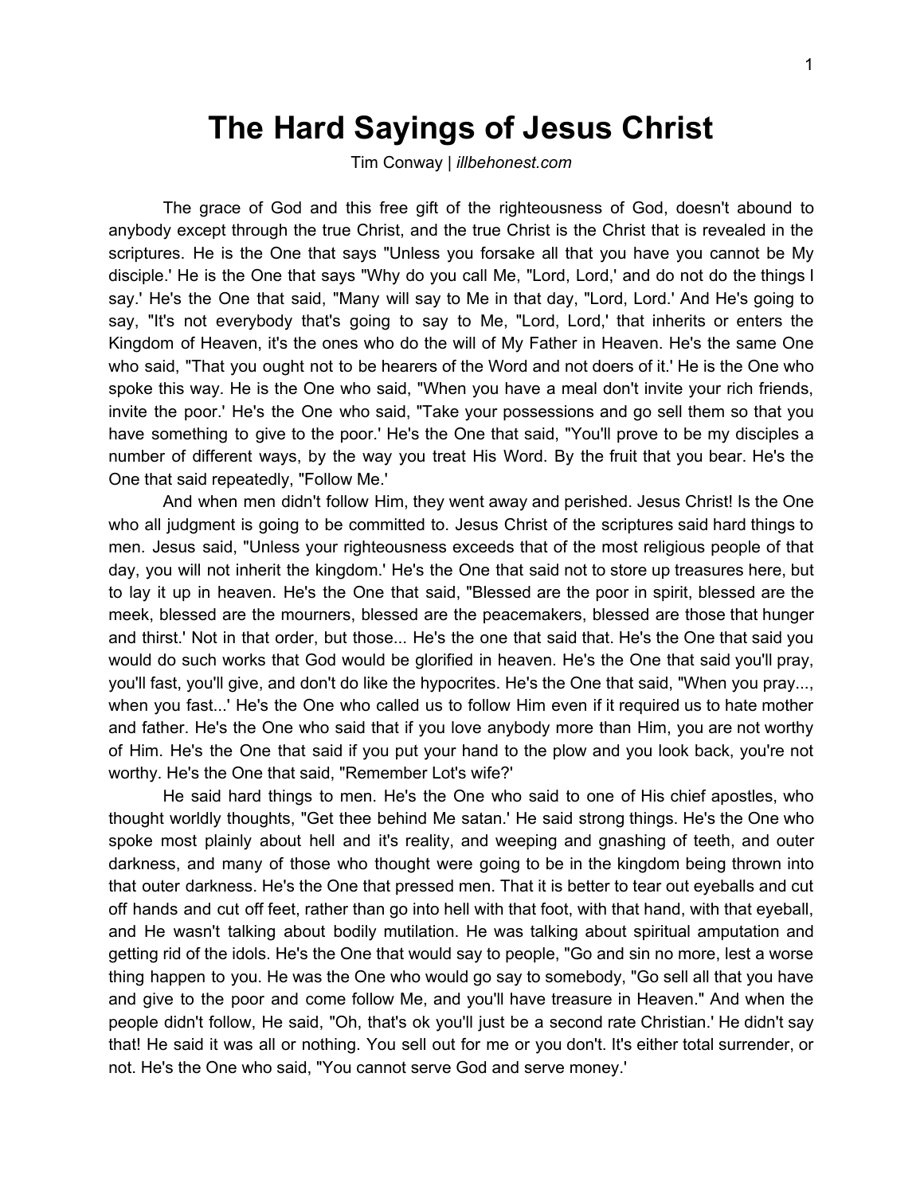# The Hard Sayings of Jesus Christ

Tim Conway | *illbehonest.com*

The grace of God and this free gift of the righteousness of God, doesn't abound to anybody except through the true Christ, and the true Christ is the Christ that is revealed in the scriptures. He is the One that says "Unless you forsake all that you have you cannot be My disciple.' He is the One that says "Why do you call Me, "Lord, Lord,' and do not do the things I say.' He's the One that said, "Many will say to Me in that day, "Lord, Lord.' And He's going to say, "It's not everybody that's going to say to Me, "Lord, Lord,' that inherits or enters the Kingdom of Heaven, it's the ones who do the will of My Father in Heaven. He's the same One who said, "That you ought not to be hearers of the Word and not doers of it.' He is the One who spoke this way. He is the One who said, "When you have a meal don't invite your rich friends, invite the poor.' He's the One who said, "Take your possessions and go sell them so that you have something to give to the poor.' He's the One that said, "You'll prove to be my disciples a number of different ways, by the way you treat His Word. By the fruit that you bear. He's the One that said repeatedly, "Follow Me.'

And when men didn't follow Him, they went away and perished. Jesus Christ! Is the One who all judgment is going to be committed to. Jesus Christ of the scriptures said hard things to men. Jesus said, "Unless your righteousness exceeds that of the most religious people of that day, you will not inherit the kingdom.' He's the One that said not to store up treasures here, but to lay it up in heaven. He's the One that said, "Blessed are the poor in spirit, blessed are the meek, blessed are the mourners, blessed are the peacemakers, blessed are those that hunger and thirst.' Not in that order, but those... He's the one that said that. He's the One that said you would do such works that God would be glorified in heaven. He's the One that said you'll pray, you'll fast, you'll give, and don't do like the hypocrites. He's the One that said, "When you pray..., when you fast...' He's the One who called us to follow Him even if it required us to hate mother and father. He's the One who said that if you love anybody more than Him, you are not worthy of Him. He's the One that said if you put your hand to the plow and you look back, you're not worthy. He's the One that said, "Remember Lot's wife?'

He said hard things to men. He's the One who said to one of His chief apostles, who thought worldly thoughts, "Get thee behind Me satan.' He said strong things. He's the One who spoke most plainly about hell and it's reality, and weeping and gnashing of teeth, and outer darkness, and many of those who thought were going to be in the kingdom being thrown into that outer darkness. He's the One that pressed men. That it is better to tear out eyeballs and cut off hands and cut off feet, rather than go into hell with that foot, with that hand, with that eyeball, and He wasn't talking about bodily mutilation. He was talking about spiritual amputation and getting rid of the idols. He's the One that would say to people, "Go and sin no more, lest a worse thing happen to you. He was the One who would go say to somebody, "Go sell all that you have and give to the poor and come follow Me, and you'll have treasure in Heaven." And when the people didn't follow, He said, "Oh, that's ok you'll just be a second rate Christian.' He didn't say that! He said it was all or nothing. You sell out for me or you don't. It's either total surrender, or not. He's the One who said, "You cannot serve God and serve money.'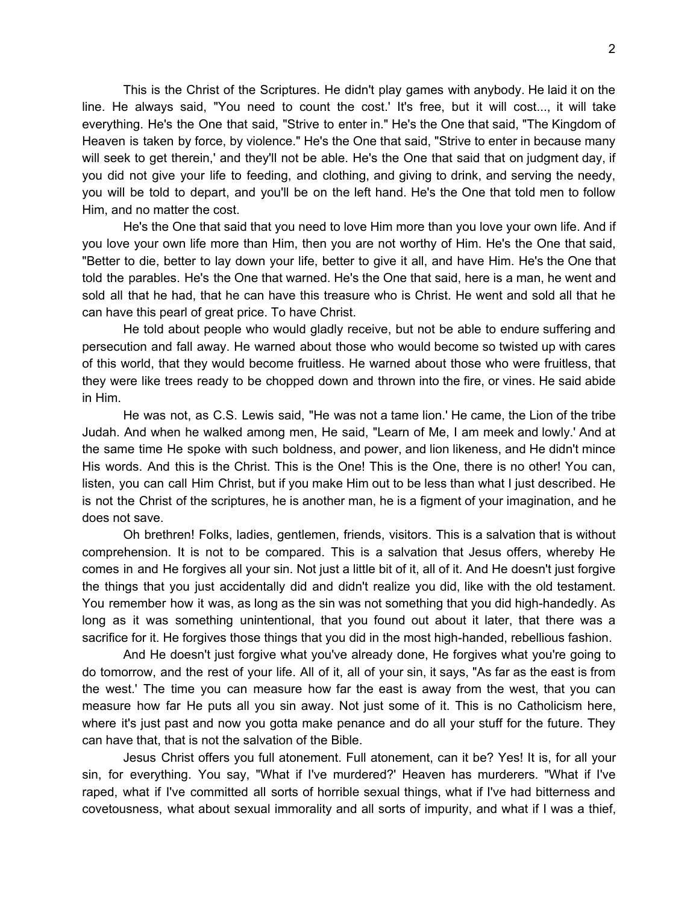This is the Christ of the Scriptures. He didn't play games with anybody. He laid it on the line. He always said, "You need to count the cost.' It's free, but it will cost..., it will take everything. He's the One that said, "Strive to enter in." He's the One that said, "The Kingdom of Heaven is taken by force, by violence." He's the One that said, "Strive to enter in because many will seek to get therein,' and they'll not be able. He's the One that said that on judgment day, if you did not give your life to feeding, and clothing, and giving to drink, and serving the needy, you will be told to depart, and you'll be on the left hand. He's the One that told men to follow Him, and no matter the cost.

He's the One that said that you need to love Him more than you love your own life. And if you love your own life more than Him, then you are not worthy of Him. He's the One that said, "Better to die, better to lay down your life, better to give it all, and have Him. He's the One that told the parables. He's the One that warned. He's the One that said, here is a man, he went and sold all that he had, that he can have this treasure who is Christ. He went and sold all that he can have this pearl of great price. To have Christ.

He told about people who would gladly receive, but not be able to endure suffering and persecution and fall away. He warned about those who would become so twisted up with cares of this world, that they would become fruitless. He warned about those who were fruitless, that they were like trees ready to be chopped down and thrown into the fire, or vines. He said abide in Him.

He was not, as C.S. Lewis said, "He was not a tame lion.' He came, the Lion of the tribe Judah. And when he walked among men, He said, "Learn of Me, I am meek and lowly.' And at the same time He spoke with such boldness, and power, and lion likeness, and He didn't mince His words. And this is the Christ. This is the One! This is the One, there is no other! You can, listen, you can call Him Christ, but if you make Him out to be less than what I just described. He is not the Christ of the scriptures, he is another man, he is a figment of your imagination, and he does not save.

Oh brethren! Folks, ladies, gentlemen, friends, visitors. This is a salvation that is without comprehension. It is not to be compared. This is a salvation that Jesus offers, whereby He comes in and He forgives all your sin. Not just a little bit of it, all of it. And He doesn't just forgive the things that you just accidentally did and didn't realize you did, like with the old testament. You remember how it was, as long as the sin was not something that you did high-handedly. As long as it was something unintentional, that you found out about it later, that there was a sacrifice for it. He forgives those things that you did in the most high-handed, rebellious fashion.

And He doesn't just forgive what you've already done, He forgives what you're going to do tomorrow, and the rest of your life. All of it, all of your sin, it says, "As far as the east is from the west.' The time you can measure how far the east is away from the west, that you can measure how far He puts all you sin away. Not just some of it. This is no Catholicism here, where it's just past and now you gotta make penance and do all your stuff for the future. They can have that, that is not the salvation of the Bible.

Jesus Christ offers you full atonement. Full atonement, can it be? Yes! It is, for all your sin, for everything. You say, "What if I've murdered?' Heaven has murderers. "What if I've raped, what if I've committed all sorts of horrible sexual things, what if I've had bitterness and covetousness, what about sexual immorality and all sorts of impurity, and what if I was a thief,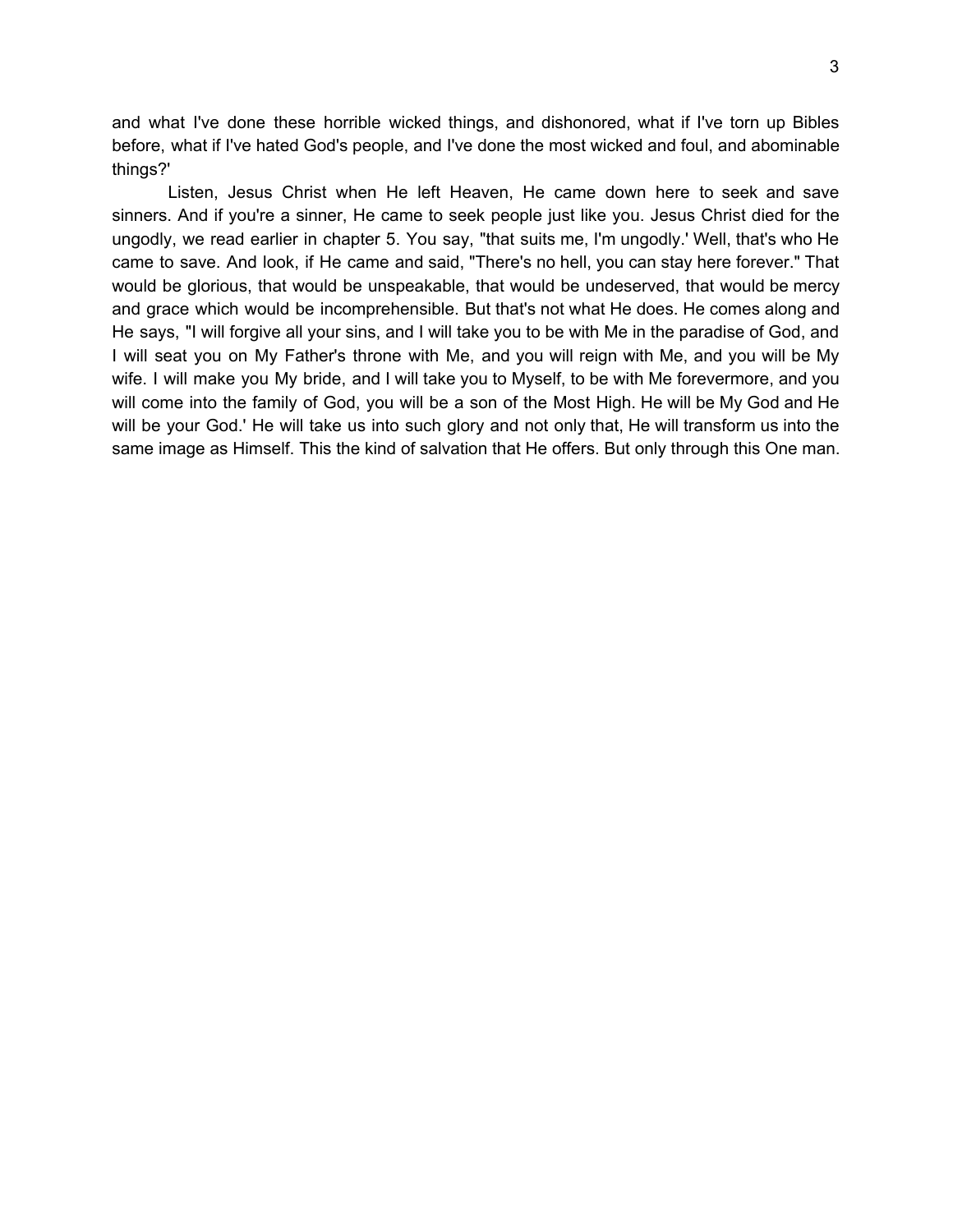and what I've done these horrible wicked things, and dishonored, what if I've torn up Bibles before, what if I've hated God's people, and I've done the most wicked and foul, and abominable things?'

Listen, Jesus Christ when He left Heaven, He came down here to seek and save sinners. And if you're a sinner, He came to seek people just like you. Jesus Christ died for the ungodly, we read earlier in chapter 5. You say, "that suits me, I'm ungodly.' Well, that's who He came to save. And look, if He came and said, "There's no hell, you can stay here forever." That would be glorious, that would be unspeakable, that would be undeserved, that would be mercy and grace which would be incomprehensible. But that's not what He does. He comes along and He says, "I will forgive all your sins, and I will take you to be with Me in the paradise of God, and I will seat you on My Father's throne with Me, and you will reign with Me, and you will be My wife. I will make you My bride, and I will take you to Myself, to be with Me forevermore, and you will come into the family of God, you will be a son of the Most High. He will be My God and He will be your God.' He will take us into such glory and not only that, He will transform us into the same image as Himself. This the kind of salvation that He offers. But only through this One man.